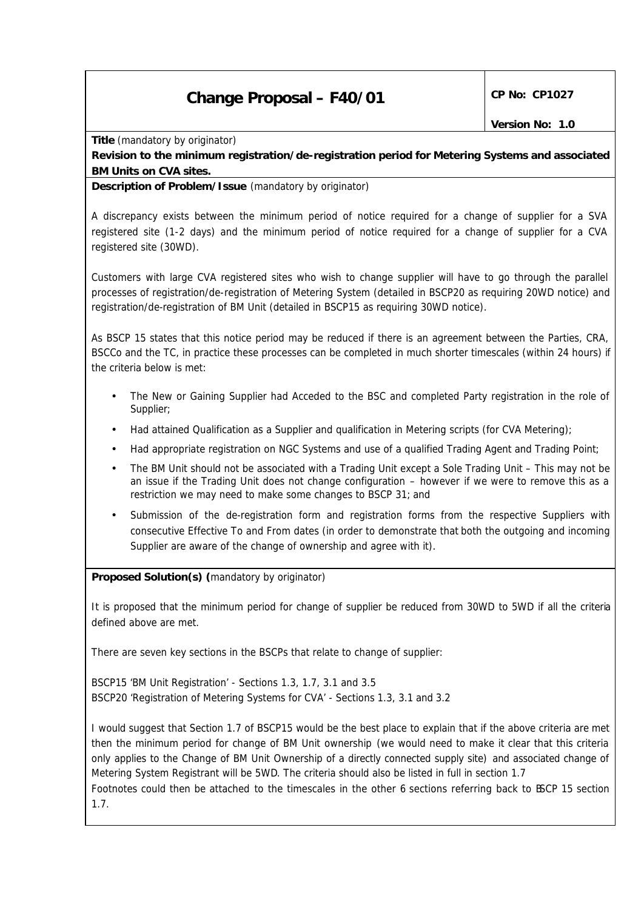# Change Proposal – F40/01

**CP No: CP1027**

**Version No: 1.0**

**Title** (mandatory by originator)

**Revision to the minimum registration/de-registration period for Metering Systems and associated BM Units on CVA sites.**

**Description of Problem/Issue** (mandatory by originator)

A discrepancy exists between the minimum period of notice required for a change of supplier for a SVA registered site (1-2 days) and the minimum period of notice required for a change of supplier for a CVA registered site (30WD).

Customers with large CVA registered sites who wish to change supplier will have to go through the parallel processes of registration/de-registration of Metering System (detailed in BSCP20 as requiring 20WD notice) and registration/de-registration of BM Unit (detailed in BSCP15 as requiring 30WD notice).

As BSCP 15 states that this notice period may be reduced if there is an agreement between the Parties, CRA, BSCCo and the TC, in practice these processes can be completed in much shorter timescales (within 24 hours) if the criteria below is met:

- The New or Gaining Supplier had Acceded to the BSC and completed Party registration in the role of Supplier;
- Had attained Qualification as a Supplier and qualification in Metering scripts (for CVA Metering);
- Had appropriate registration on NGC Systems and use of a qualified Trading Agent and Trading Point;
- The BM Unit should not be associated with a Trading Unit except a Sole Trading Unit – This may not be an issue if the Trading Unit does not change configuration – however if we were to remove this as a restriction we may need to make some changes to BSCP 31; and
- Submission of the de-registration form and registration forms from the respective Suppliers with consecutive Effective To and From dates (in order to demonstrate that both the outgoing and incoming Supplier are aware of the change of ownership and agree with it).

**Proposed Solution(s) (**mandatory by originator)

It is proposed that the minimum period for change of supplier be reduced from 30WD to 5WD if all the criteria defined above are met.

There are seven key sections in the BSCPs that relate to change of supplier:

BSCP15 'BM Unit Registration' - Sections 1.3, 1.7, 3.1 and 3.5
BSCP20 'Registration of Metering Systems for CVA' - Sections 1.3, 3.1 and 3.2

I would suggest that Section 1.7 of BSCP15 would be the best place to explain that if the above criteria are met then the minimum period for change of BM Unit ownership (we would need to make it clear that this criteria only applies to the Change of BM Unit Ownership of a directly connected supply site) and associated change of Metering System Registrant will be 5WD. The criteria should also be listed in full in section 1.7
Footnotes could then be attached to the timescales in the other 6 sections referring back to BSCP 15 section 1.7.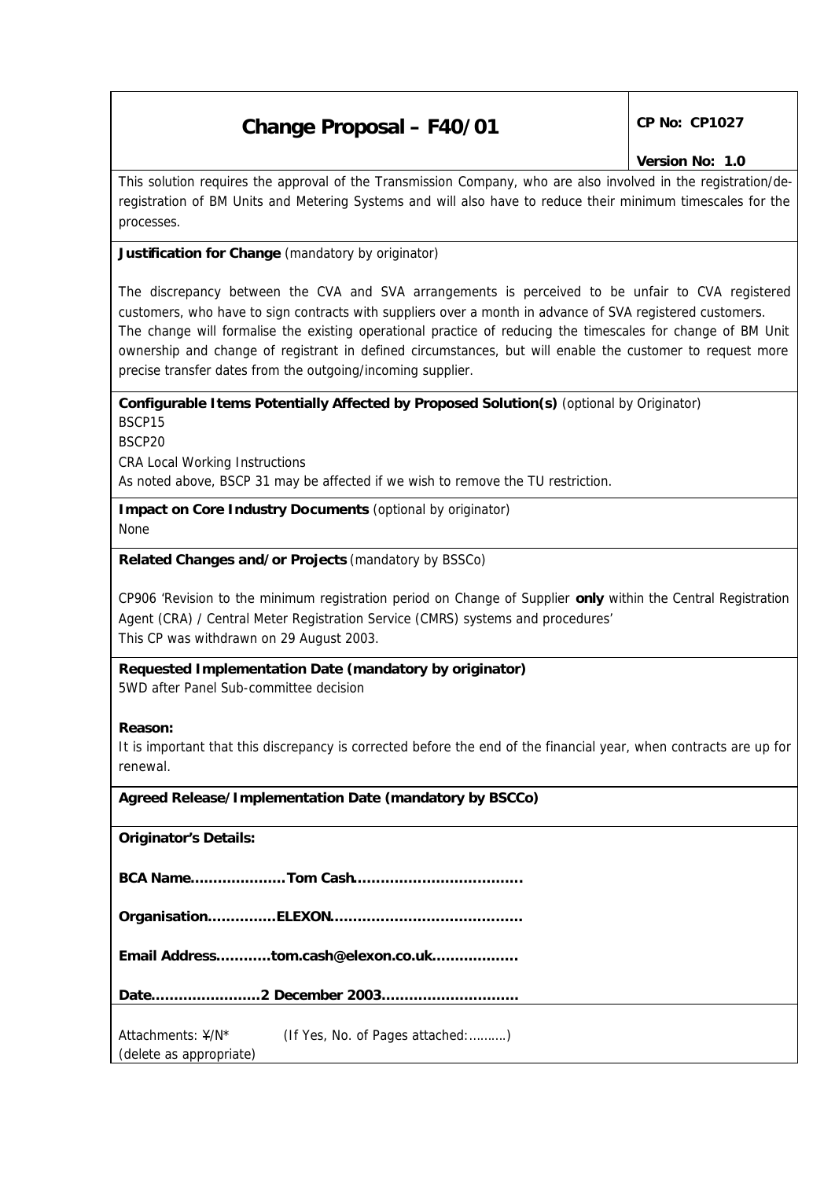# Change Proposal – F40/01

**CP No: CP1027**

**Version No: 1.0**

This solution requires the approval of the Transmission Company, who are also involved in the registration/de-registration of BM Units and Metering Systems and will also have to reduce their minimum timescales for the processes.

**Justification for Change** (mandatory by originator)

The discrepancy between the CVA and SVA arrangements is perceived to be unfair to CVA registered customers, who have to sign contracts with suppliers over a month in advance of SVA registered customers.
The change will formalise the existing operational practice of reducing the timescales for change of BM Unit ownership and change of registrant in defined circumstances, but will enable the customer to request more precise transfer dates from the outgoing/incoming supplier.

**Configurable Items Potentially Affected by Proposed Solution(s)** (optional by Originator)
BSCP15
BSCP20
CRA Local Working Instructions
As noted above, BSCP 31 may be affected if we wish to remove the TU restriction.

**Impact on Core Industry Documents** (optional by originator)
None

**Related Changes and/or Projects** (mandatory by BSSCo)

CP906 'Revision to the minimum registration period on Change of Supplier **only** within the Central Registration Agent (CRA) / Central Meter Registration Service (CMRS) systems and procedures'
This CP was withdrawn on 29 August 2003.

**Requested Implementation Date (mandatory by originator)**
5WD after Panel Sub-committee decision

**Reason:**
It is important that this discrepancy is corrected before the end of the financial year, when contracts are up for renewal.

**Agreed Release/Implementation Date (mandatory by BSCCo)**

**Originator's Details:**

**BCA Name…………………Tom Cash………………………………**

**Organisation……………ELEXON……………………………………**

**Email Address…………tom.cash@elexon.co.uk………………**

**Date……………………2 December 2003…………………………**

Attachments: ~~Y~~/N* (If Yes, No. of Pages attached:……….)
(delete as appropriate)